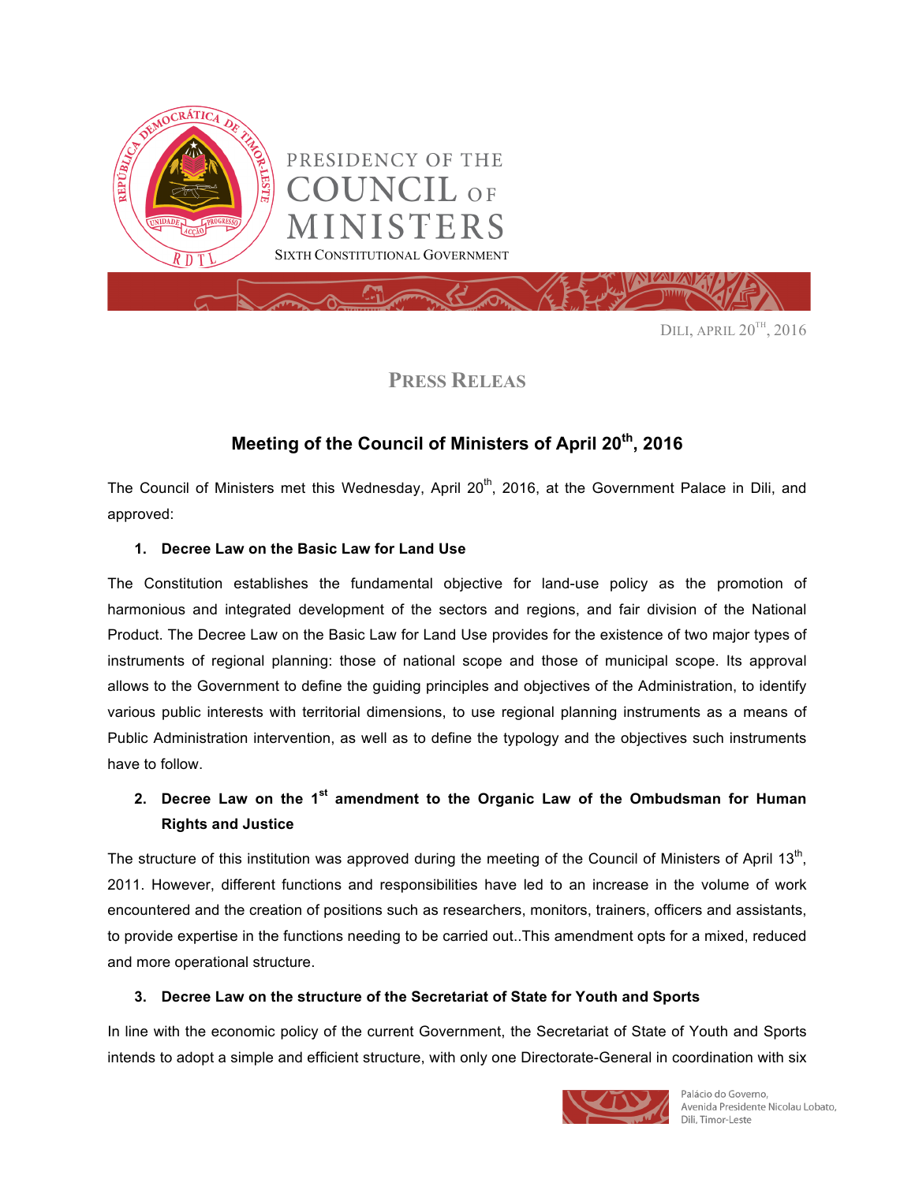PRESIDENCY OF THE COUNCIL OF MINISTERS

SIXTH CONSTITUTIONAL GOVERNMENT

DILI, APRIL 20TH, 2016

# PRESS RELEAS

## Meeting of the Council of Ministers of April 20th, 2016

The Council of Ministers met this Wednesday, April 20th, 2016, at the Government Palace in Dili, and approved:

### 1. Decree Law on the Basic Law for Land Use

The Constitution establishes the fundamental objective for land-use policy as the promotion of harmonious and integrated development of the sectors and regions, and fair division of the National Product. The Decree Law on the Basic Law for Land Use provides for the existence of two major types of instruments of regional planning: those of national scope and those of municipal scope. Its approval allows to the Government to define the guiding principles and objectives of the Administration, to identify various public interests with territorial dimensions, to use regional planning instruments as a means of Public Administration intervention, as well as to define the typology and the objectives such instruments have to follow.

### 2. Decree Law on the 1st amendment to the Organic Law of the Ombudsman for Human Rights and Justice

The structure of this institution was approved during the meeting of the Council of Ministers of April 13th, 2011. However, different functions and responsibilities have led to an increase in the volume of work encountered and the creation of positions such as researchers, monitors, trainers, officers and assistants, to provide expertise in the functions needing to be carried out..This amendment opts for a mixed, reduced and more operational structure.

### 3. Decree Law on the structure of the Secretariat of State for Youth and Sports

In line with the economic policy of the current Government, the Secretariat of State of Youth and Sports intends to adopt a simple and efficient structure, with only one Directorate-General in coordination with six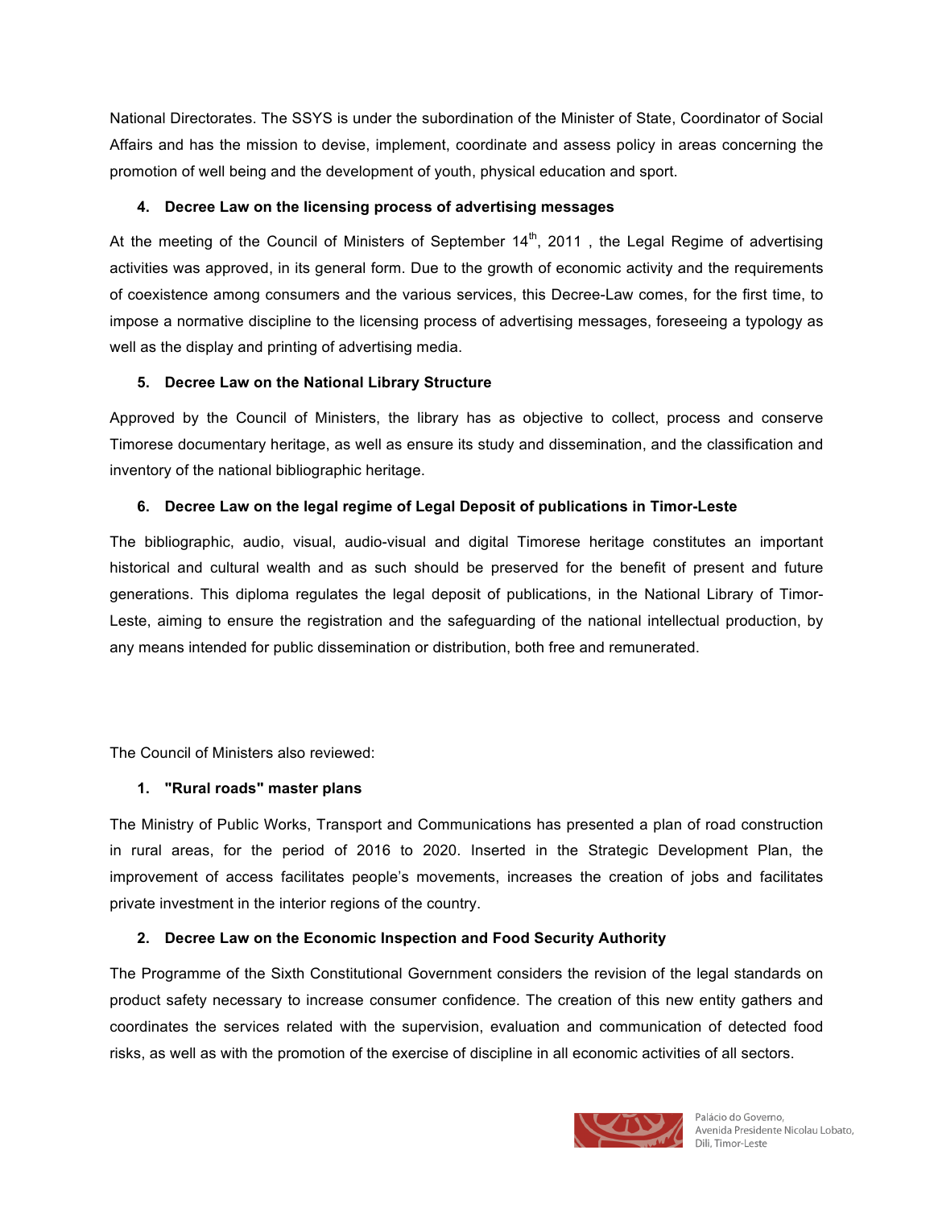National Directorates. The SSYS is under the subordination of the Minister of State, Coordinator of Social Affairs and has the mission to devise, implement, coordinate and assess policy in areas concerning the promotion of well being and the development of youth, physical education and sport.

4. **Decree Law on the licensing process of advertising messages**

At the meeting of the Council of Ministers of September 14th, 2011 , the Legal Regime of advertising activities was approved, in its general form. Due to the growth of economic activity and the requirements of coexistence among consumers and the various services, this Decree-Law comes, for the first time, to impose a normative discipline to the licensing process of advertising messages, foreseeing a typology as well as the display and printing of advertising media.

5. **Decree Law on the National Library Structure**

Approved by the Council of Ministers, the library has as objective to collect, process and conserve Timorese documentary heritage, as well as ensure its study and dissemination, and the classification and inventory of the national bibliographic heritage.

6. **Decree Law on the legal regime of Legal Deposit of publications in Timor-Leste**

The bibliographic, audio, visual, audio-visual and digital Timorese heritage constitutes an important historical and cultural wealth and as such should be preserved for the benefit of present and future generations. This diploma regulates the legal deposit of publications, in the National Library of Timor-Leste, aiming to ensure the registration and the safeguarding of the national intellectual production, by any means intended for public dissemination or distribution, both free and remunerated.

The Council of Ministers also reviewed:

1. **"Rural roads" master plans**

The Ministry of Public Works, Transport and Communications has presented a plan of road construction in rural areas, for the period of 2016 to 2020. Inserted in the Strategic Development Plan, the improvement of access facilitates people's movements, increases the creation of jobs and facilitates private investment in the interior regions of the country.

2. **Decree Law on the Economic Inspection and Food Security Authority**

The Programme of the Sixth Constitutional Government considers the revision of the legal standards on product safety necessary to increase consumer confidence. The creation of this new entity gathers and coordinates the services related with the supervision, evaluation and communication of detected food risks, as well as with the promotion of the exercise of discipline in all economic activities of all sectors.